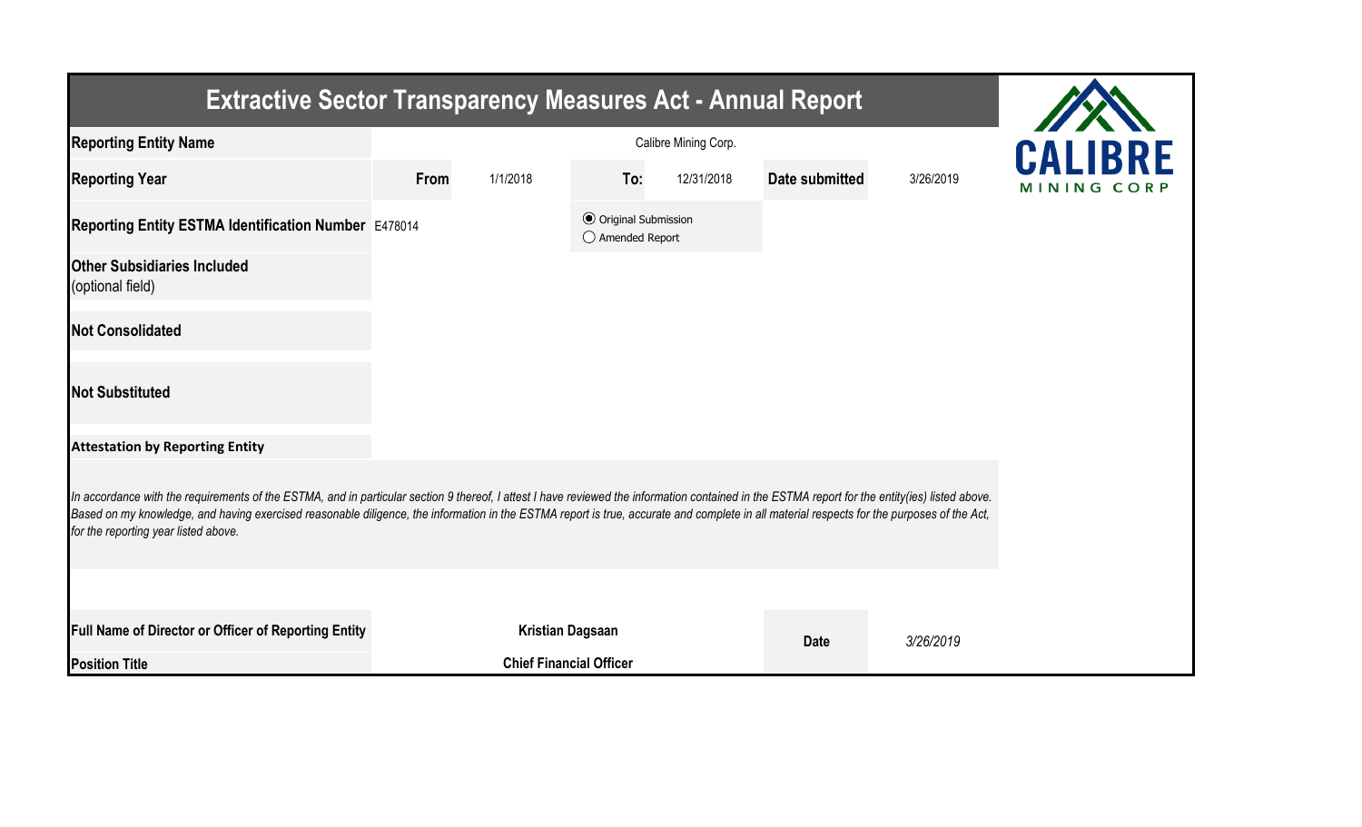# Extractive Sector Transparency Measures Act - Annual Report

| | | | | | | |
|---|---|---|---|---|---|---|
| **Reporting Entity Name** | Calibre Mining Corp. | | | | | |
| **Reporting Year** | **From** | 1/1/2018 | **To:** | 12/31/2018 | **Date submitted** | 3/26/2019 |
| **Reporting Entity ESTMA Identification Number** | E478014 | | (●) Original Submission<br>( ) Amended Report | | | |
| **Other Subsidiaries Included** (optional field) | | | | | | |
| **Not Consolidated** | | | | | | |
| **Not Substituted** | | | | | | |

**Attestation by Reporting Entity**

*In accordance with the requirements of the ESTMA, and in particular section 9 thereof, I attest I have reviewed the information contained in the ESTMA report for the entity(ies) listed above. Based on my knowledge, and having exercised reasonable diligence, the information in the ESTMA report is true, accurate and complete in all material respects for the purposes of the Act, for the reporting year listed above.*

| | | | |
|---|---|---|---|
| **Full Name of Director or Officer of Reporting Entity** | **Kristian Dagsaan** | **Date** | *3/26/2019* |
| **Position Title** | **Chief Financial Officer** | | |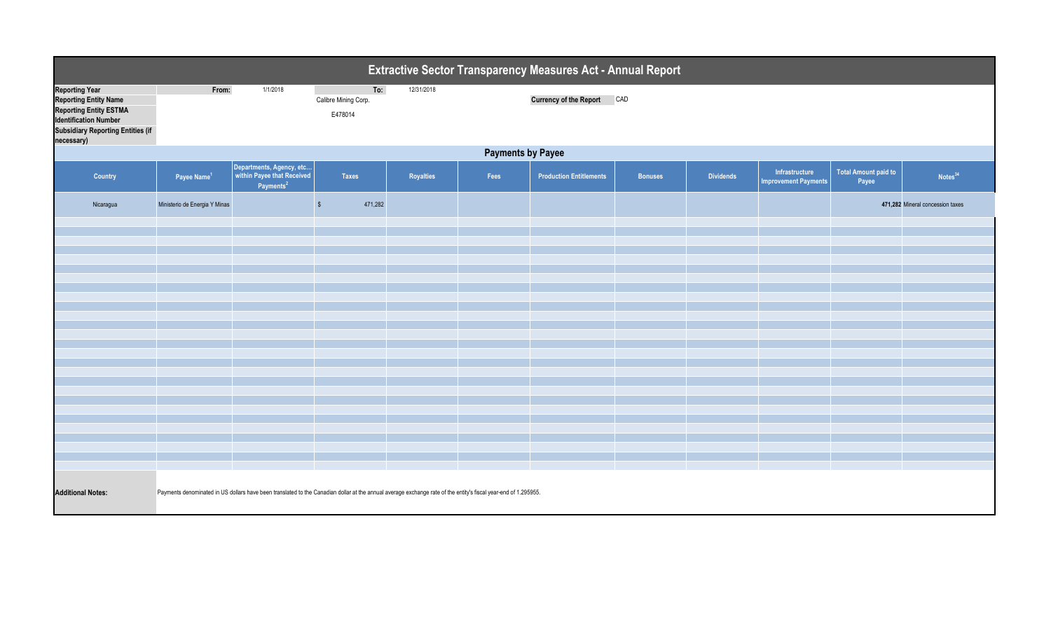# Extractive Sector Transparency Measures Act - Annual Report

| | | | | |
|---|---|---|---|---|
| **Reporting Year** | From: | 1/1/2018 | To: | 12/31/2018 |
| **Reporting Entity Name** | | | Calibre Mining Corp. | |
| **Reporting Entity ESTMA Identification Number** | | | E478014 | |
| **Subsidiary Reporting Entities (if necessary)** | | | | |

**Currency of the Report** CAD

## Payments by Payee

| Country | Payee Name[1] | Departments, Agency, etc... within Payee that Received Payments[2] | Taxes | Royalties | Fees | Production Entitlements | Bonuses | Dividends | Infrastructure Improvement Payments | Total Amount paid to Payee | Notes[34] |
|---|---|---|---|---|---|---|---|---|---|---|---|
| Nicaragua | Ministerio de Energia Y Minas | | $ 471,282 | | | | | | | 471,282 | Mineral concession taxes |

**Additional Notes:** Payments denominated in US dollars have been translated to the Canadian dollar at the annual average exchange rate of the entity's fiscal year-end of 1.295955.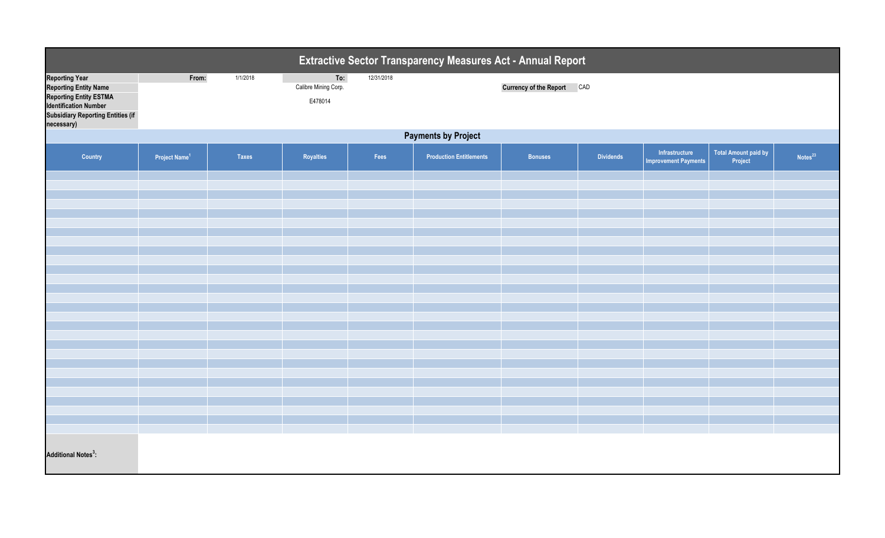# Extractive Sector Transparency Measures Act - Annual Report

| | | | | |
|---|---|---|---|---|
| **Reporting Year** | **From:** | 1/1/2018 | **To:** | 12/31/2018 |
| **Reporting Entity Name** | | Calibre Mining Corp. | **Currency of the Report** | CAD |
| **Reporting Entity ESTMA Identification Number** | | E478014 | | |
| **Subsidiary Reporting Entities (if necessary)** | | | | |

## Payments by Project

| Country | Project Name[1] | Taxes | Royalties | Fees | Production Entitlements | Bonuses | Dividends | Infrastructure Improvement Payments | Total Amount paid by Project | Notes[23] |
|---|---|---|---|---|---|---|---|---|---|---|
| | | | | | | | | | | |

**Additional Notes[3]:**